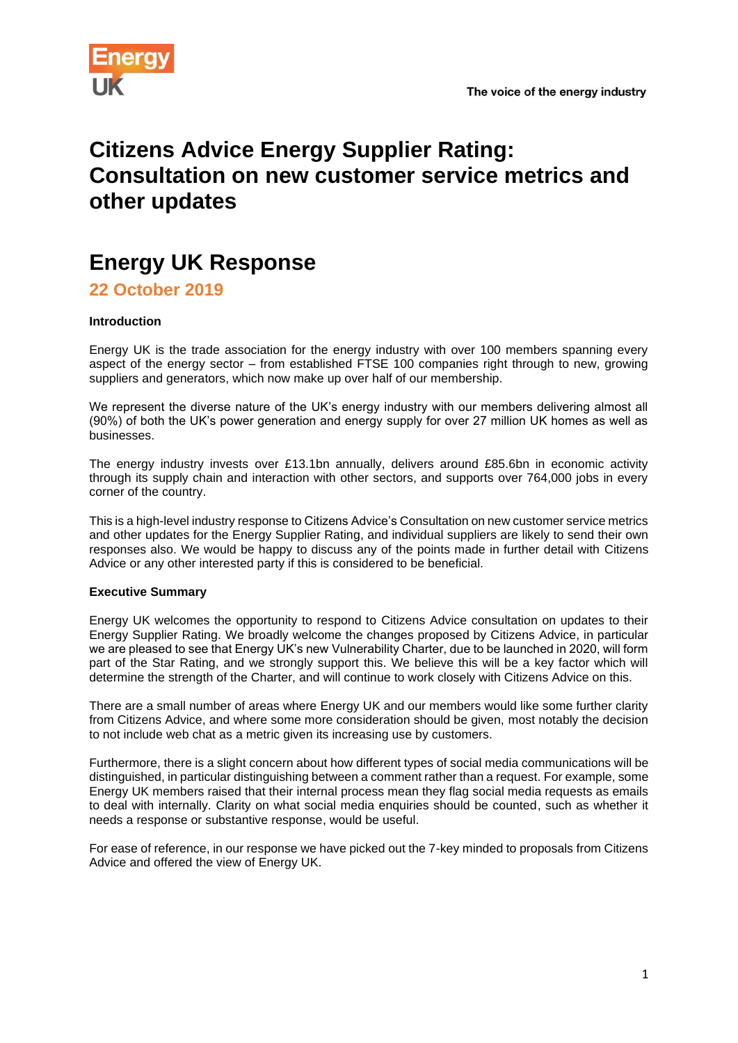# Citizens Advice Energy Supplier Rating: Consultation on new customer service metrics and other updates

## Energy UK Response

### 22 October 2019

**Introduction**

Energy UK is the trade association for the energy industry with over 100 members spanning every aspect of the energy sector – from established FTSE 100 companies right through to new, growing suppliers and generators, which now make up over half of our membership.

We represent the diverse nature of the UK's energy industry with our members delivering almost all (90%) of both the UK's power generation and energy supply for over 27 million UK homes as well as businesses.

The energy industry invests over £13.1bn annually, delivers around £85.6bn in economic activity through its supply chain and interaction with other sectors, and supports over 764,000 jobs in every corner of the country.

This is a high-level industry response to Citizens Advice's Consultation on new customer service metrics and other updates for the Energy Supplier Rating, and individual suppliers are likely to send their own responses also. We would be happy to discuss any of the points made in further detail with Citizens Advice or any other interested party if this is considered to be beneficial.

**Executive Summary**

Energy UK welcomes the opportunity to respond to Citizens Advice consultation on updates to their Energy Supplier Rating. We broadly welcome the changes proposed by Citizens Advice, in particular we are pleased to see that Energy UK's new Vulnerability Charter, due to be launched in 2020, will form part of the Star Rating, and we strongly support this. We believe this will be a key factor which will determine the strength of the Charter, and will continue to work closely with Citizens Advice on this.

There are a small number of areas where Energy UK and our members would like some further clarity from Citizens Advice, and where some more consideration should be given, most notably the decision to not include web chat as a metric given its increasing use by customers.

Furthermore, there is a slight concern about how different types of social media communications will be distinguished, in particular distinguishing between a comment rather than a request. For example, some Energy UK members raised that their internal process mean they flag social media requests as emails to deal with internally. Clarity on what social media enquiries should be counted, such as whether it needs a response or substantive response, would be useful.

For ease of reference, in our response we have picked out the 7-key minded to proposals from Citizens Advice and offered the view of Energy UK.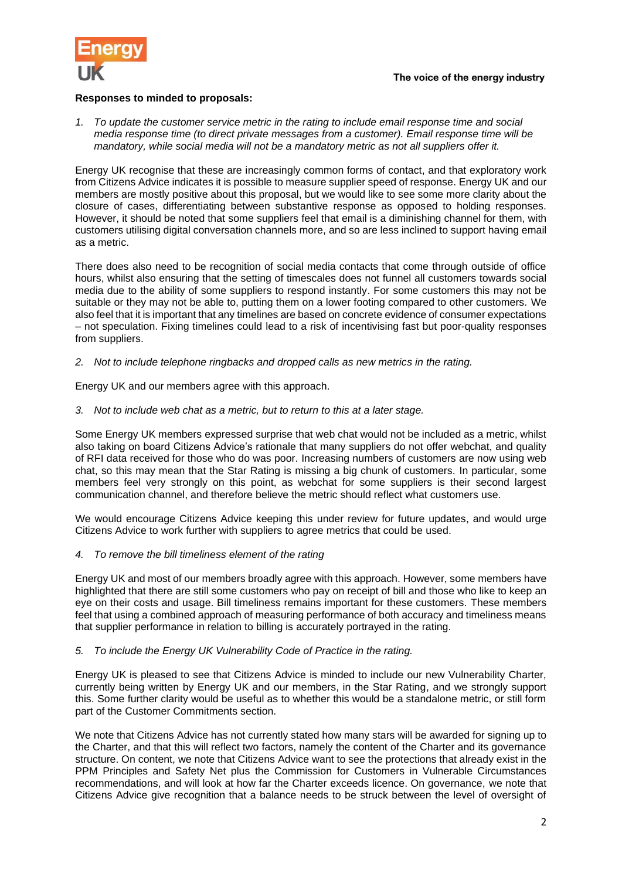**Responses to minded to proposals:**

1. *To update the customer service metric in the rating to include email response time and social media response time (to direct private messages from a customer). Email response time will be mandatory, while social media will not be a mandatory metric as not all suppliers offer it.*

Energy UK recognise that these are increasingly common forms of contact, and that exploratory work from Citizens Advice indicates it is possible to measure supplier speed of response. Energy UK and our members are mostly positive about this proposal, but we would like to see some more clarity about the closure of cases, differentiating between substantive response as opposed to holding responses. However, it should be noted that some suppliers feel that email is a diminishing channel for them, with customers utilising digital conversation channels more, and so are less inclined to support having email as a metric.

There does also need to be recognition of social media contacts that come through outside of office hours, whilst also ensuring that the setting of timescales does not funnel all customers towards social media due to the ability of some suppliers to respond instantly. For some customers this may not be suitable or they may not be able to, putting them on a lower footing compared to other customers. We also feel that it is important that any timelines are based on concrete evidence of consumer expectations – not speculation. Fixing timelines could lead to a risk of incentivising fast but poor-quality responses from suppliers.

2. *Not to include telephone ringbacks and dropped calls as new metrics in the rating.*

Energy UK and our members agree with this approach.

3. *Not to include web chat as a metric, but to return to this at a later stage.*

Some Energy UK members expressed surprise that web chat would not be included as a metric, whilst also taking on board Citizens Advice's rationale that many suppliers do not offer webchat, and quality of RFI data received for those who do was poor. Increasing numbers of customers are now using web chat, so this may mean that the Star Rating is missing a big chunk of customers. In particular, some members feel very strongly on this point, as webchat for some suppliers is their second largest communication channel, and therefore believe the metric should reflect what customers use.

We would encourage Citizens Advice keeping this under review for future updates, and would urge Citizens Advice to work further with suppliers to agree metrics that could be used.

4. *To remove the bill timeliness element of the rating*

Energy UK and most of our members broadly agree with this approach. However, some members have highlighted that there are still some customers who pay on receipt of bill and those who like to keep an eye on their costs and usage. Bill timeliness remains important for these customers. These members feel that using a combined approach of measuring performance of both accuracy and timeliness means that supplier performance in relation to billing is accurately portrayed in the rating.

5. *To include the Energy UK Vulnerability Code of Practice in the rating.*

Energy UK is pleased to see that Citizens Advice is minded to include our new Vulnerability Charter, currently being written by Energy UK and our members, in the Star Rating, and we strongly support this. Some further clarity would be useful as to whether this would be a standalone metric, or still form part of the Customer Commitments section.

We note that Citizens Advice has not currently stated how many stars will be awarded for signing up to the Charter, and that this will reflect two factors, namely the content of the Charter and its governance structure. On content, we note that Citizens Advice want to see the protections that already exist in the PPM Principles and Safety Net plus the Commission for Customers in Vulnerable Circumstances recommendations, and will look at how far the Charter exceeds licence. On governance, we note that Citizens Advice give recognition that a balance needs to be struck between the level of oversight of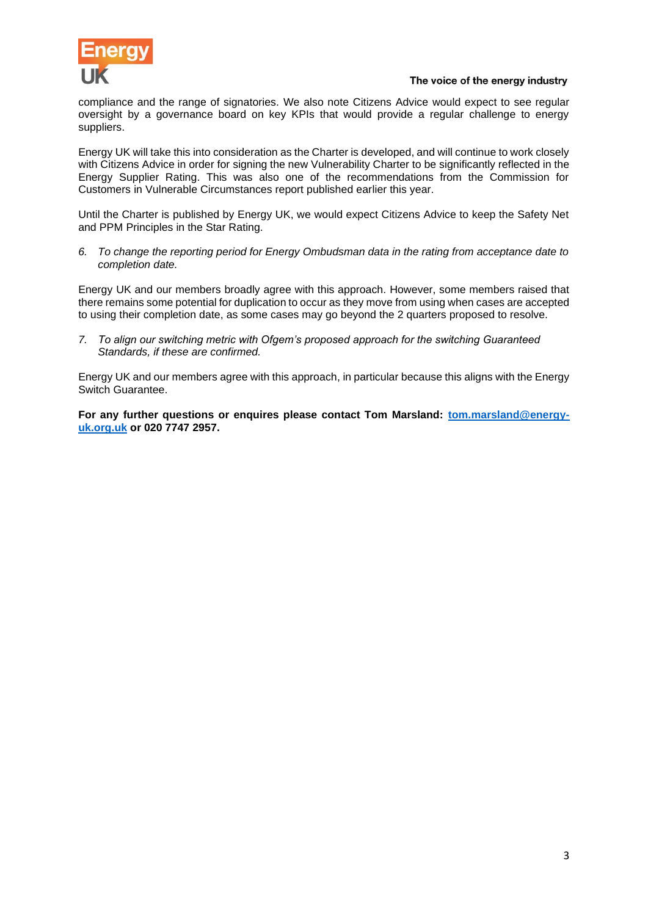compliance and the range of signatories. We also note Citizens Advice would expect to see regular oversight by a governance board on key KPIs that would provide a regular challenge to energy suppliers.

Energy UK will take this into consideration as the Charter is developed, and will continue to work closely with Citizens Advice in order for signing the new Vulnerability Charter to be significantly reflected in the Energy Supplier Rating. This was also one of the recommendations from the Commission for Customers in Vulnerable Circumstances report published earlier this year.

Until the Charter is published by Energy UK, we would expect Citizens Advice to keep the Safety Net and PPM Principles in the Star Rating.

6. *To change the reporting period for Energy Ombudsman data in the rating from acceptance date to completion date.*

Energy UK and our members broadly agree with this approach. However, some members raised that there remains some potential for duplication to occur as they move from using when cases are accepted to using their completion date, as some cases may go beyond the 2 quarters proposed to resolve.

7. *To align our switching metric with Ofgem's proposed approach for the switching Guaranteed Standards, if these are confirmed.*

Energy UK and our members agree with this approach, in particular because this aligns with the Energy Switch Guarantee.

**For any further questions or enquires please contact Tom Marsland: [tom.marsland@energy-uk.org.uk](mailto:tom.marsland@energy-uk.org.uk) or 020 7747 2957.**